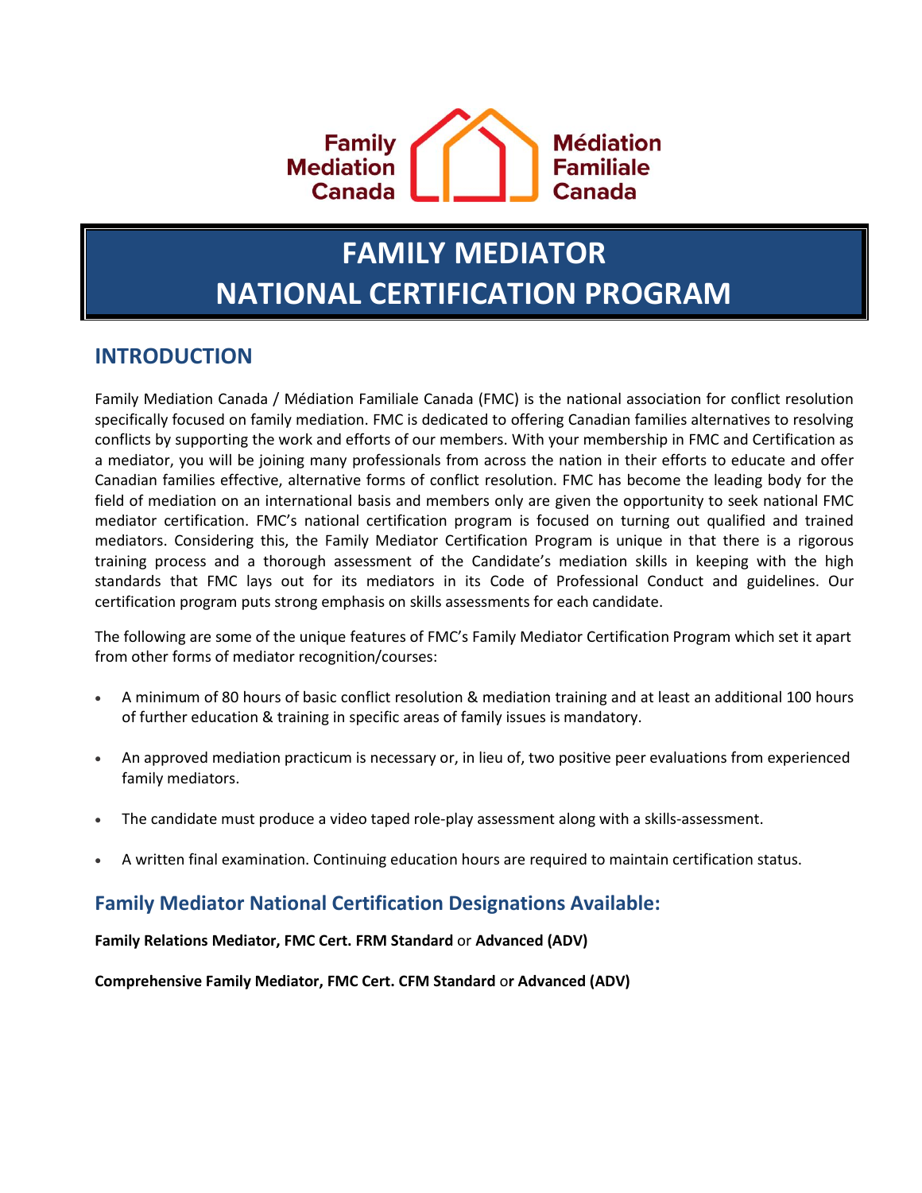Family Mediation Canada | Médiation Familiale Canada

# FAMILY MEDIATOR NATIONAL CERTIFICATION PROGRAM

## INTRODUCTION

Family Mediation Canada / Médiation Familiale Canada (FMC) is the national association for conflict resolution specifically focused on family mediation. FMC is dedicated to offering Canadian families alternatives to resolving conflicts by supporting the work and efforts of our members. With your membership in FMC and Certification as a mediator, you will be joining many professionals from across the nation in their efforts to educate and offer Canadian families effective, alternative forms of conflict resolution. FMC has become the leading body for the field of mediation on an international basis and members only are given the opportunity to seek national FMC mediator certification. FMC's national certification program is focused on turning out qualified and trained mediators. Considering this, the Family Mediator Certification Program is unique in that there is a rigorous training process and a thorough assessment of the Candidate's mediation skills in keeping with the high standards that FMC lays out for its mediators in its Code of Professional Conduct and guidelines. Our certification program puts strong emphasis on skills assessments for each candidate.

The following are some of the unique features of FMC's Family Mediator Certification Program which set it apart from other forms of mediator recognition/courses:

- A minimum of 80 hours of basic conflict resolution & mediation training and at least an additional 100 hours of further education & training in specific areas of family issues is mandatory.
- An approved mediation practicum is necessary or, in lieu of, two positive peer evaluations from experienced family mediators.
- The candidate must produce a video taped role-play assessment along with a skills-assessment.
- A written final examination. Continuing education hours are required to maintain certification status.

### Family Mediator National Certification Designations Available:

**Family Relations Mediator, FMC Cert. FRM Standard** or **Advanced (ADV)**

**Comprehensive Family Mediator, FMC Cert. CFM Standard** or **Advanced (ADV)**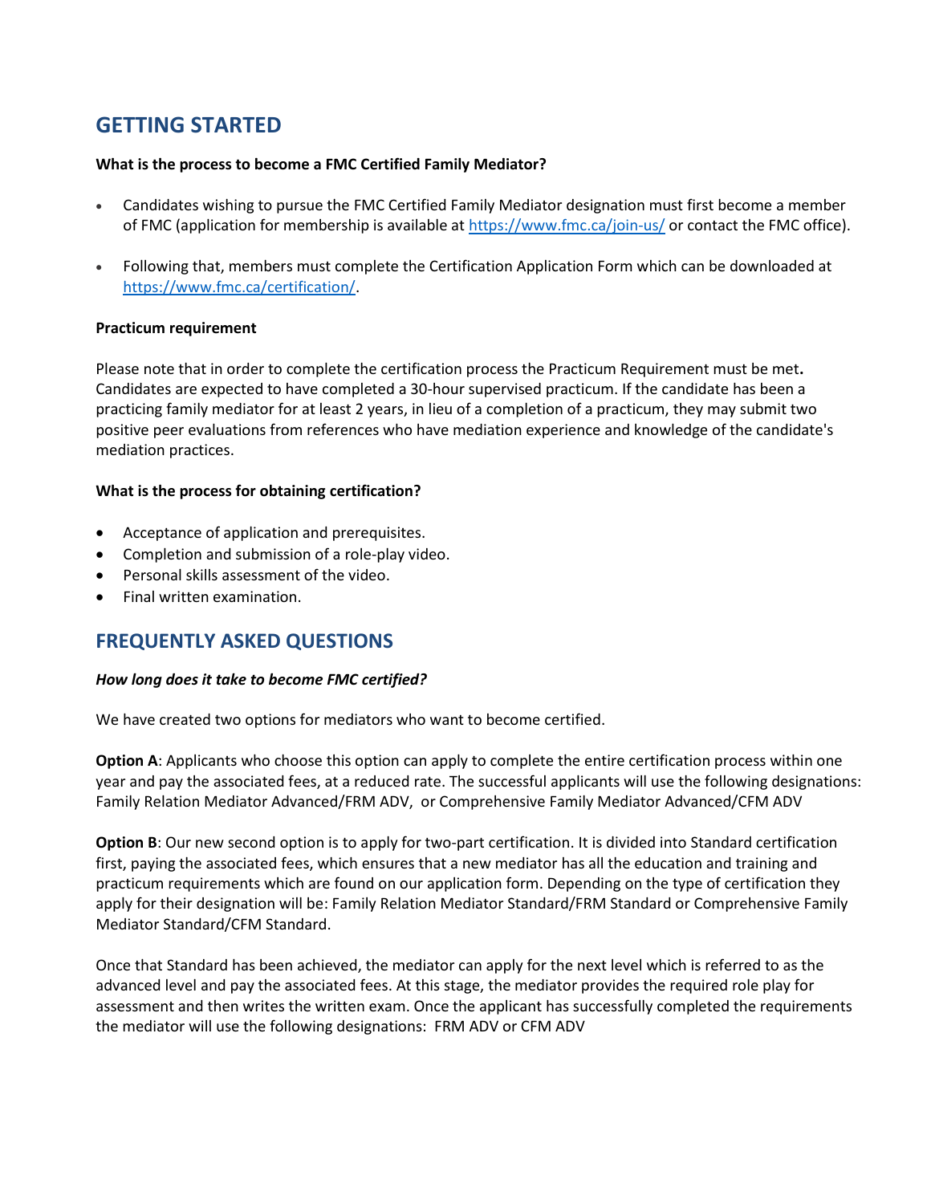## GETTING STARTED

**What is the process to become a FMC Certified Family Mediator?**

- Candidates wishing to pursue the FMC Certified Family Mediator designation must first become a member of FMC (application for membership is available at https://www.fmc.ca/join-us/ or contact the FMC office).
- Following that, members must complete the Certification Application Form which can be downloaded at https://www.fmc.ca/certification/.

**Practicum requirement**

Please note that in order to complete the certification process the Practicum Requirement must be met**.** Candidates are expected to have completed a 30-hour supervised practicum. If the candidate has been a practicing family mediator for at least 2 years, in lieu of a completion of a practicum, they may submit two positive peer evaluations from references who have mediation experience and knowledge of the candidate's mediation practices.

**What is the process for obtaining certification?**

- Acceptance of application and prerequisites.
- Completion and submission of a role-play video.
- Personal skills assessment of the video.
- Final written examination.

## FREQUENTLY ASKED QUESTIONS

***How long does it take to become FMC certified?***

We have created two options for mediators who want to become certified.

**Option A**: Applicants who choose this option can apply to complete the entire certification process within one year and pay the associated fees, at a reduced rate. The successful applicants will use the following designations: Family Relation Mediator Advanced/FRM ADV, or Comprehensive Family Mediator Advanced/CFM ADV

**Option B**: Our new second option is to apply for two-part certification. It is divided into Standard certification first, paying the associated fees, which ensures that a new mediator has all the education and training and practicum requirements which are found on our application form. Depending on the type of certification they apply for their designation will be: Family Relation Mediator Standard/FRM Standard or Comprehensive Family Mediator Standard/CFM Standard.

Once that Standard has been achieved, the mediator can apply for the next level which is referred to as the advanced level and pay the associated fees. At this stage, the mediator provides the required role play for assessment and then writes the written exam. Once the applicant has successfully completed the requirements the mediator will use the following designations: FRM ADV or CFM ADV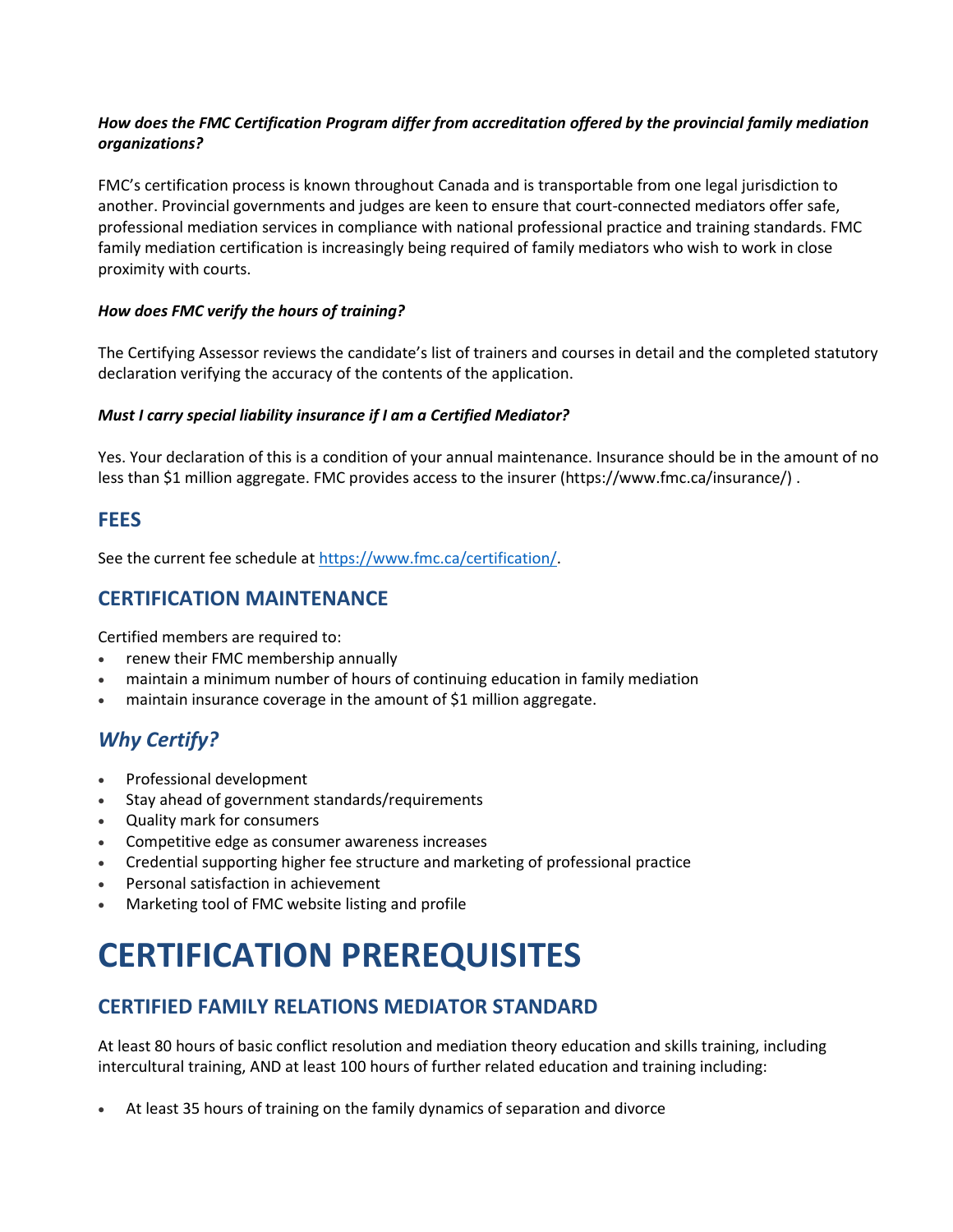***How does the FMC Certification Program differ from accreditation offered by the provincial family mediation organizations?***

FMC's certification process is known throughout Canada and is transportable from one legal jurisdiction to another. Provincial governments and judges are keen to ensure that court-connected mediators offer safe, professional mediation services in compliance with national professional practice and training standards. FMC family mediation certification is increasingly being required of family mediators who wish to work in close proximity with courts.

***How does FMC verify the hours of training?***

The Certifying Assessor reviews the candidate's list of trainers and courses in detail and the completed statutory declaration verifying the accuracy of the contents of the application.

***Must I carry special liability insurance if I am a Certified Mediator?***

Yes. Your declaration of this is a condition of your annual maintenance. Insurance should be in the amount of no less than $1 million aggregate. FMC provides access to the insurer (https://www.fmc.ca/insurance/) .

## FEES

See the current fee schedule at [https://www.fmc.ca/certification/](https://www.fmc.ca/certification/).

## CERTIFICATION MAINTENANCE

Certified members are required to:

- renew their FMC membership annually
- maintain a minimum number of hours of continuing education in family mediation
- maintain insurance coverage in the amount of $1 million aggregate.

## *Why Certify?*

- Professional development
- Stay ahead of government standards/requirements
- Quality mark for consumers
- Competitive edge as consumer awareness increases
- Credential supporting higher fee structure and marketing of professional practice
- Personal satisfaction in achievement
- Marketing tool of FMC website listing and profile

# CERTIFICATION PREREQUISITES

## CERTIFIED FAMILY RELATIONS MEDIATOR STANDARD

At least 80 hours of basic conflict resolution and mediation theory education and skills training, including intercultural training, AND at least 100 hours of further related education and training including:

- At least 35 hours of training on the family dynamics of separation and divorce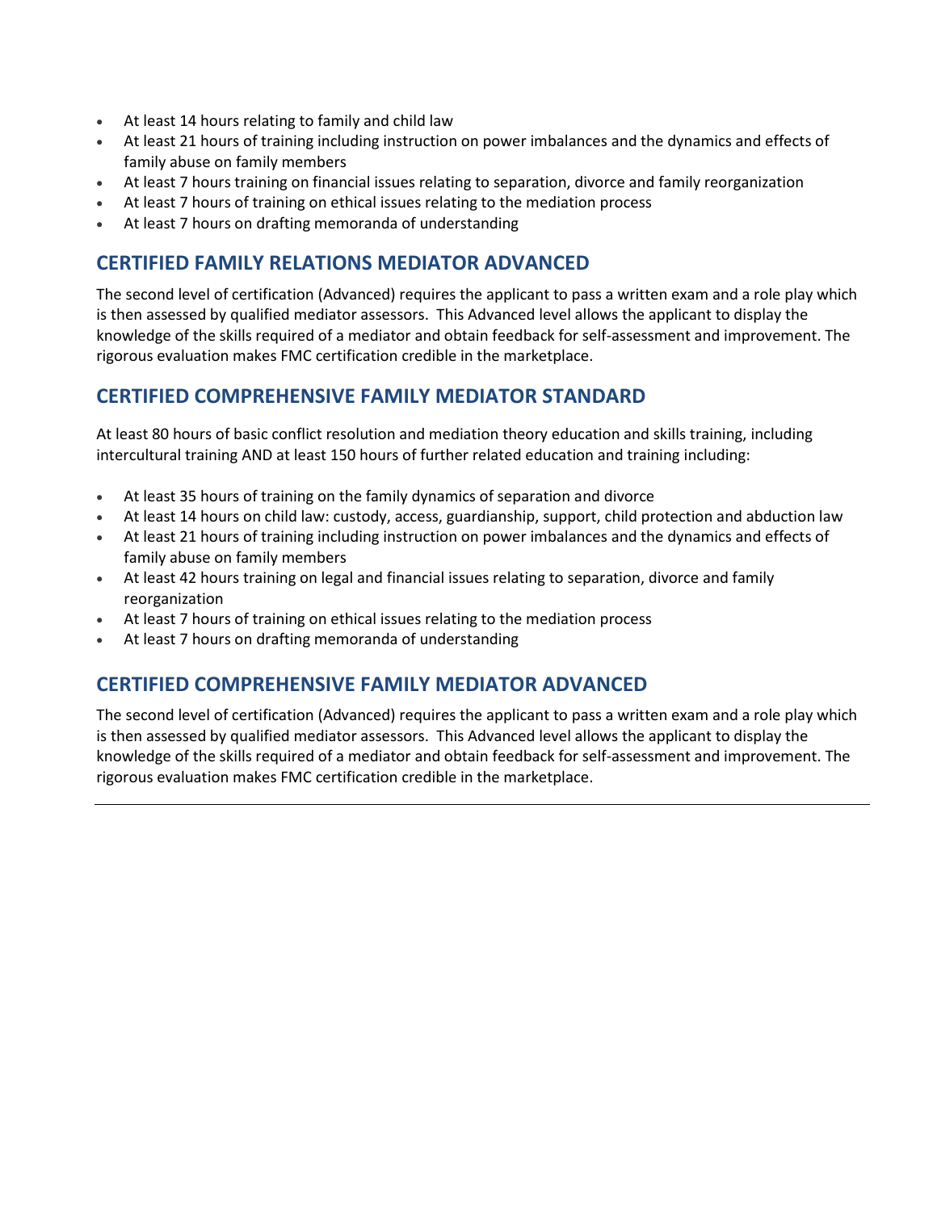- At least 14 hours relating to family and child law
- At least 21 hours of training including instruction on power imbalances and the dynamics and effects of family abuse on family members
- At least 7 hours training on financial issues relating to separation, divorce and family reorganization
- At least 7 hours of training on ethical issues relating to the mediation process
- At least 7 hours on drafting memoranda of understanding

## CERTIFIED FAMILY RELATIONS MEDIATOR ADVANCED

The second level of certification (Advanced) requires the applicant to pass a written exam and a role play which is then assessed by qualified mediator assessors. This Advanced level allows the applicant to display the knowledge of the skills required of a mediator and obtain feedback for self-assessment and improvement. The rigorous evaluation makes FMC certification credible in the marketplace.

## CERTIFIED COMPREHENSIVE FAMILY MEDIATOR STANDARD

At least 80 hours of basic conflict resolution and mediation theory education and skills training, including intercultural training AND at least 150 hours of further related education and training including:

- At least 35 hours of training on the family dynamics of separation and divorce
- At least 14 hours on child law: custody, access, guardianship, support, child protection and abduction law
- At least 21 hours of training including instruction on power imbalances and the dynamics and effects of family abuse on family members
- At least 42 hours training on legal and financial issues relating to separation, divorce and family reorganization
- At least 7 hours of training on ethical issues relating to the mediation process
- At least 7 hours on drafting memoranda of understanding

## CERTIFIED COMPREHENSIVE FAMILY MEDIATOR ADVANCED

The second level of certification (Advanced) requires the applicant to pass a written exam and a role play which is then assessed by qualified mediator assessors. This Advanced level allows the applicant to display the knowledge of the skills required of a mediator and obtain feedback for self-assessment and improvement. The rigorous evaluation makes FMC certification credible in the marketplace.